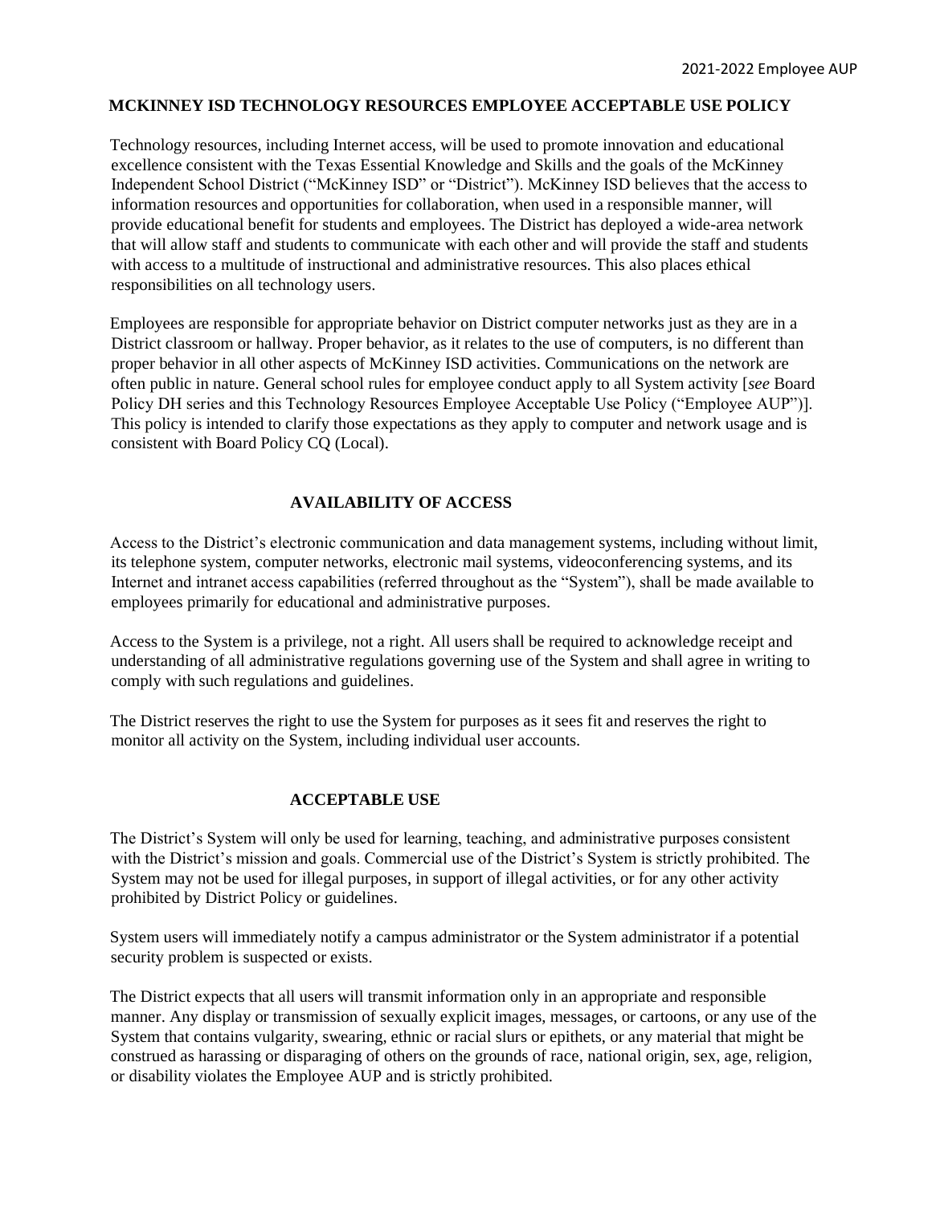# MCKINNEY ISD TECHNOLOGY RESOURCES EMPLOYEE ACCEPTABLE USE POLICY

Technology resources, including Internet access, will be used to promote innovation and educational excellence consistent with the Texas Essential Knowledge and Skills and the goals of the McKinney Independent School District ("McKinney ISD" or "District"). McKinney ISD believes that the access to information resources and opportunities for collaboration, when used in a responsible manner, will provide educational benefit for students and employees. The District has deployed a wide-area network that will allow staff and students to communicate with each other and will provide the staff and students with access to a multitude of instructional and administrative resources. This also places ethical responsibilities on all technology users.

Employees are responsible for appropriate behavior on District computer networks just as they are in a District classroom or hallway. Proper behavior, as it relates to the use of computers, is no different than proper behavior in all other aspects of McKinney ISD activities. Communications on the network are often public in nature. General school rules for employee conduct apply to all System activity [*see* Board Policy DH series and this Technology Resources Employee Acceptable Use Policy ("Employee AUP")]. This policy is intended to clarify those expectations as they apply to computer and network usage and is consistent with Board Policy CQ (Local).

## AVAILABILITY OF ACCESS

Access to the District's electronic communication and data management systems, including without limit, its telephone system, computer networks, electronic mail systems, videoconferencing systems, and its Internet and intranet access capabilities (referred throughout as the "System"), shall be made available to employees primarily for educational and administrative purposes.

Access to the System is a privilege, not a right. All users shall be required to acknowledge receipt and understanding of all administrative regulations governing use of the System and shall agree in writing to comply with such regulations and guidelines.

The District reserves the right to use the System for purposes as it sees fit and reserves the right to monitor all activity on the System, including individual user accounts.

## ACCEPTABLE USE

The District's System will only be used for learning, teaching, and administrative purposes consistent with the District's mission and goals. Commercial use of the District's System is strictly prohibited. The System may not be used for illegal purposes, in support of illegal activities, or for any other activity prohibited by District Policy or guidelines.

System users will immediately notify a campus administrator or the System administrator if a potential security problem is suspected or exists.

The District expects that all users will transmit information only in an appropriate and responsible manner. Any display or transmission of sexually explicit images, messages, or cartoons, or any use of the System that contains vulgarity, swearing, ethnic or racial slurs or epithets, or any material that might be construed as harassing or disparaging of others on the grounds of race, national origin, sex, age, religion, or disability violates the Employee AUP and is strictly prohibited.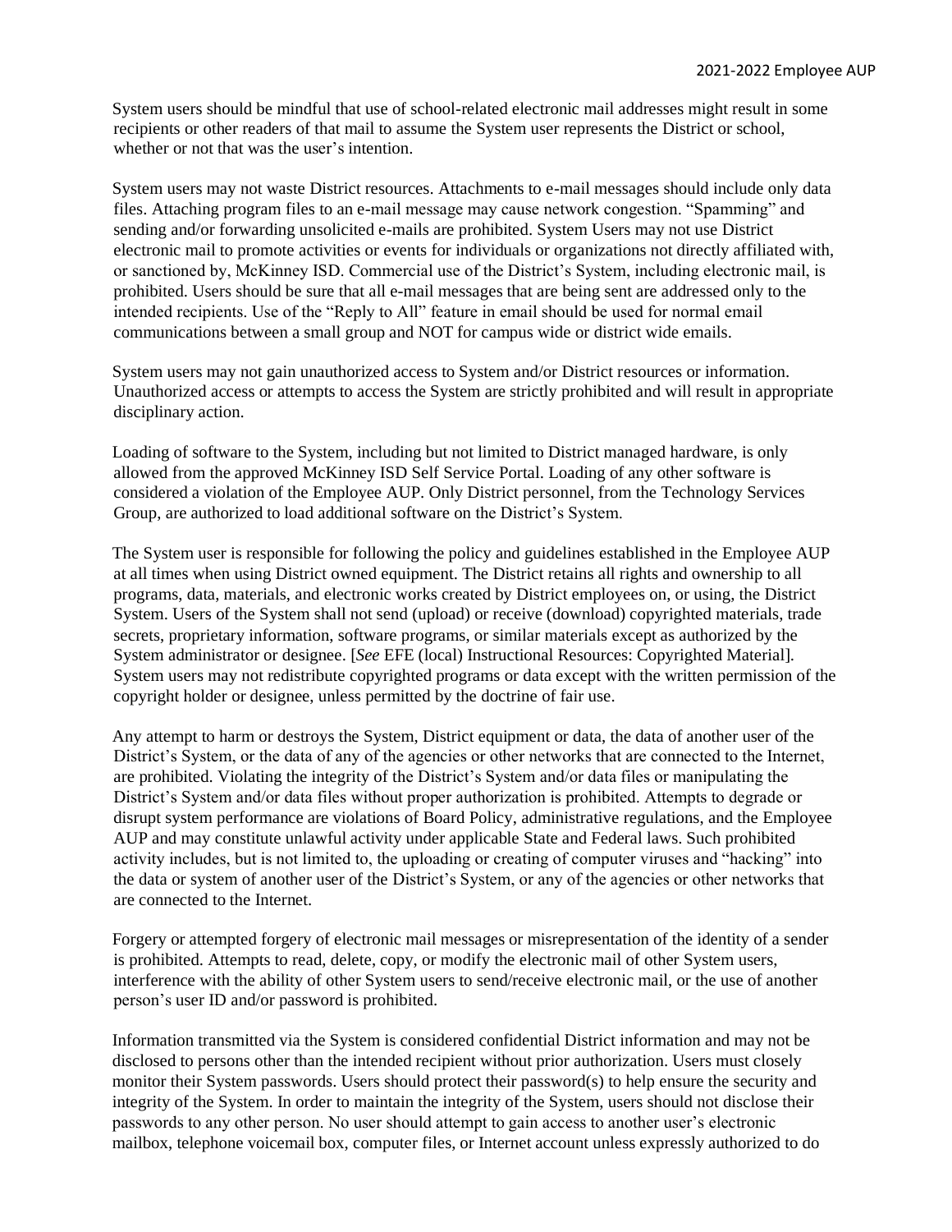System users should be mindful that use of school-related electronic mail addresses might result in some recipients or other readers of that mail to assume the System user represents the District or school, whether or not that was the user's intention.

System users may not waste District resources. Attachments to e-mail messages should include only data files. Attaching program files to an e-mail message may cause network congestion. "Spamming" and sending and/or forwarding unsolicited e-mails are prohibited. System Users may not use District electronic mail to promote activities or events for individuals or organizations not directly affiliated with, or sanctioned by, McKinney ISD. Commercial use of the District's System, including electronic mail, is prohibited. Users should be sure that all e-mail messages that are being sent are addressed only to the intended recipients. Use of the "Reply to All" feature in email should be used for normal email communications between a small group and NOT for campus wide or district wide emails.

System users may not gain unauthorized access to System and/or District resources or information. Unauthorized access or attempts to access the System are strictly prohibited and will result in appropriate disciplinary action.

Loading of software to the System, including but not limited to District managed hardware, is only allowed from the approved McKinney ISD Self Service Portal. Loading of any other software is considered a violation of the Employee AUP. Only District personnel, from the Technology Services Group, are authorized to load additional software on the District's System.

The System user is responsible for following the policy and guidelines established in the Employee AUP at all times when using District owned equipment. The District retains all rights and ownership to all programs, data, materials, and electronic works created by District employees on, or using, the District System. Users of the System shall not send (upload) or receive (download) copyrighted materials, trade secrets, proprietary information, software programs, or similar materials except as authorized by the System administrator or designee. [*See* EFE (local) Instructional Resources: Copyrighted Material]. System users may not redistribute copyrighted programs or data except with the written permission of the copyright holder or designee, unless permitted by the doctrine of fair use.

Any attempt to harm or destroys the System, District equipment or data, the data of another user of the District's System, or the data of any of the agencies or other networks that are connected to the Internet, are prohibited. Violating the integrity of the District's System and/or data files or manipulating the District's System and/or data files without proper authorization is prohibited. Attempts to degrade or disrupt system performance are violations of Board Policy, administrative regulations, and the Employee AUP and may constitute unlawful activity under applicable State and Federal laws. Such prohibited activity includes, but is not limited to, the uploading or creating of computer viruses and "hacking" into the data or system of another user of the District's System, or any of the agencies or other networks that are connected to the Internet.

Forgery or attempted forgery of electronic mail messages or misrepresentation of the identity of a sender is prohibited. Attempts to read, delete, copy, or modify the electronic mail of other System users, interference with the ability of other System users to send/receive electronic mail, or the use of another person's user ID and/or password is prohibited.

Information transmitted via the System is considered confidential District information and may not be disclosed to persons other than the intended recipient without prior authorization. Users must closely monitor their System passwords. Users should protect their password(s) to help ensure the security and integrity of the System. In order to maintain the integrity of the System, users should not disclose their passwords to any other person. No user should attempt to gain access to another user's electronic mailbox, telephone voicemail box, computer files, or Internet account unless expressly authorized to do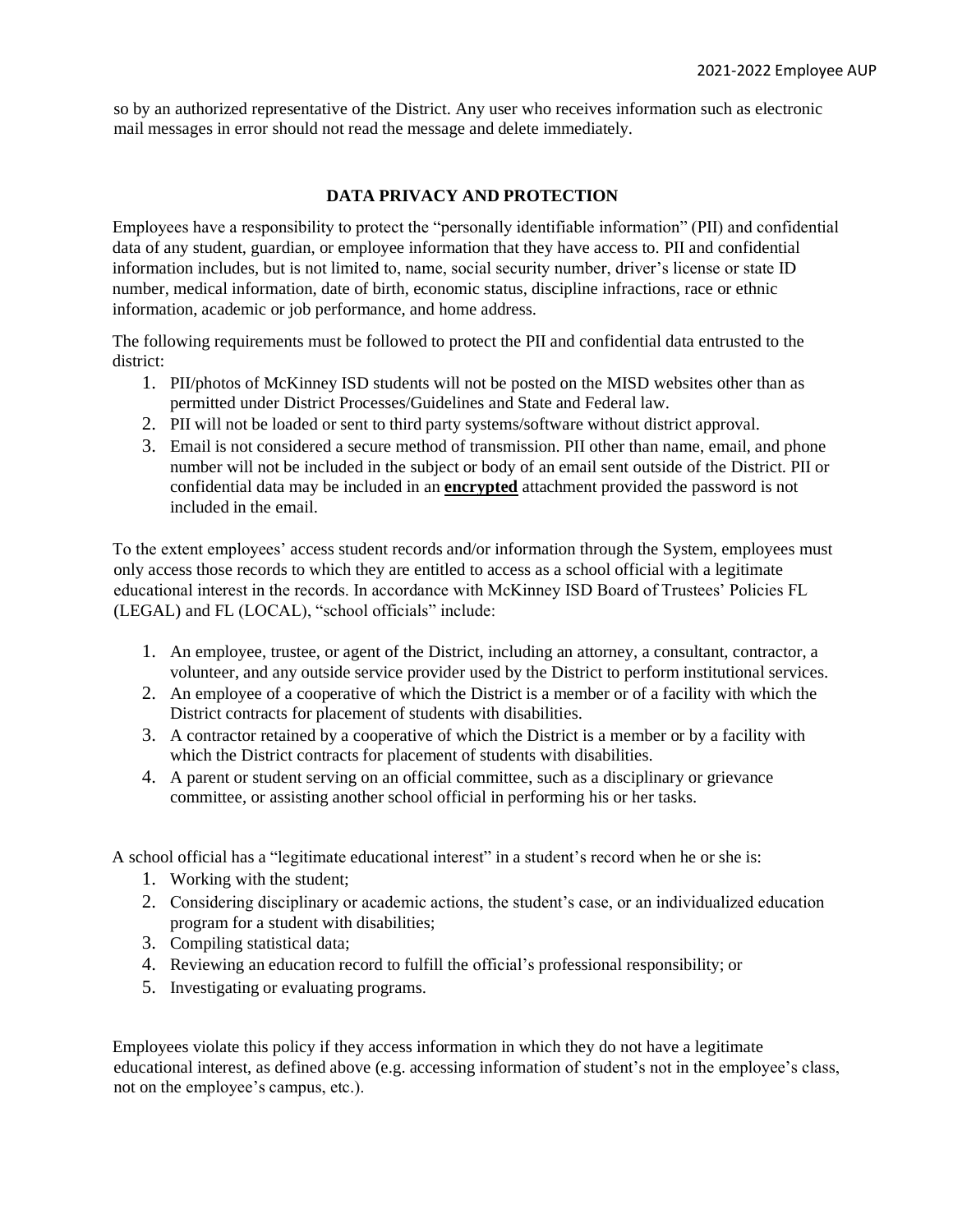so by an authorized representative of the District. Any user who receives information such as electronic mail messages in error should not read the message and delete immediately.

## DATA PRIVACY AND PROTECTION

Employees have a responsibility to protect the "personally identifiable information" (PII) and confidential data of any student, guardian, or employee information that they have access to. PII and confidential information includes, but is not limited to, name, social security number, driver's license or state ID number, medical information, date of birth, economic status, discipline infractions, race or ethnic information, academic or job performance, and home address.

The following requirements must be followed to protect the PII and confidential data entrusted to the district:

1. PII/photos of McKinney ISD students will not be posted on the MISD websites other than as permitted under District Processes/Guidelines and State and Federal law.
2. PII will not be loaded or sent to third party systems/software without district approval.
3. Email is not considered a secure method of transmission. PII other than name, email, and phone number will not be included in the subject or body of an email sent outside of the District. PII or confidential data may be included in an **encrypted** attachment provided the password is not included in the email.

To the extent employees' access student records and/or information through the System, employees must only access those records to which they are entitled to access as a school official with a legitimate educational interest in the records. In accordance with McKinney ISD Board of Trustees' Policies FL (LEGAL) and FL (LOCAL), "school officials" include:

1. An employee, trustee, or agent of the District, including an attorney, a consultant, contractor, a volunteer, and any outside service provider used by the District to perform institutional services.
2. An employee of a cooperative of which the District is a member or of a facility with which the District contracts for placement of students with disabilities.
3. A contractor retained by a cooperative of which the District is a member or by a facility with which the District contracts for placement of students with disabilities.
4. A parent or student serving on an official committee, such as a disciplinary or grievance committee, or assisting another school official in performing his or her tasks.

A school official has a "legitimate educational interest" in a student's record when he or she is:

1. Working with the student;
2. Considering disciplinary or academic actions, the student's case, or an individualized education program for a student with disabilities;
3. Compiling statistical data;
4. Reviewing an education record to fulfill the official's professional responsibility; or
5. Investigating or evaluating programs.

Employees violate this policy if they access information in which they do not have a legitimate educational interest, as defined above (e.g. accessing information of student's not in the employee's class, not on the employee's campus, etc.).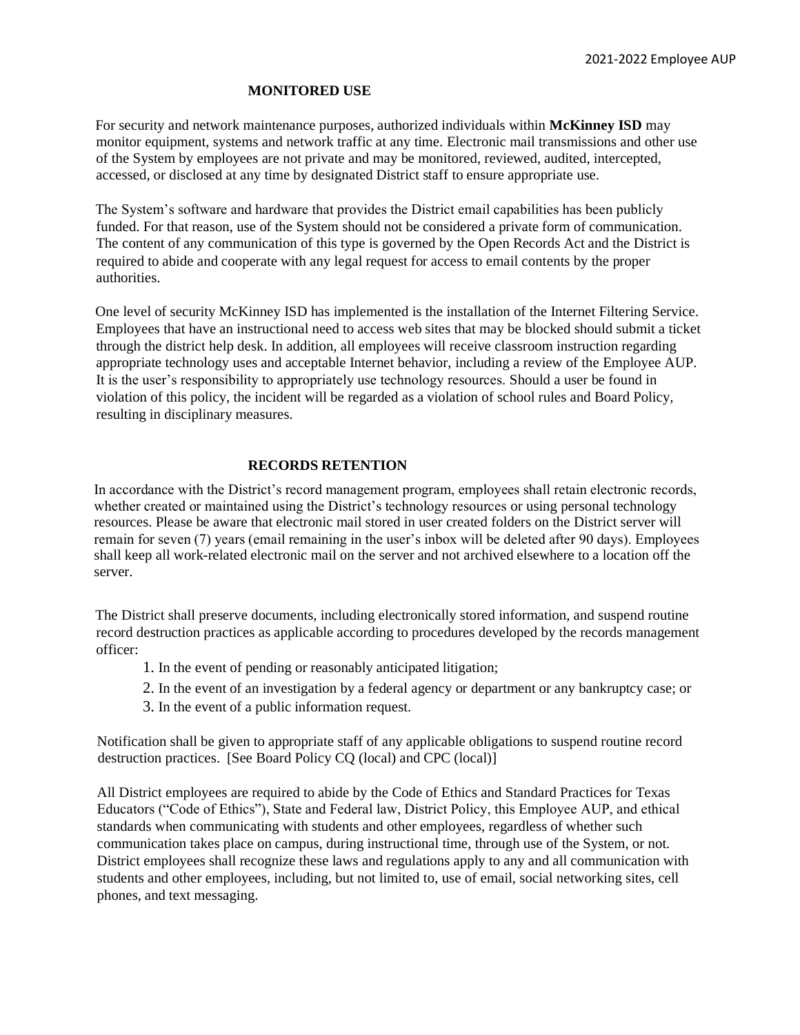## MONITORED USE

For security and network maintenance purposes, authorized individuals within **McKinney ISD** may monitor equipment, systems and network traffic at any time. Electronic mail transmissions and other use of the System by employees are not private and may be monitored, reviewed, audited, intercepted, accessed, or disclosed at any time by designated District staff to ensure appropriate use.

The System's software and hardware that provides the District email capabilities has been publicly funded. For that reason, use of the System should not be considered a private form of communication. The content of any communication of this type is governed by the Open Records Act and the District is required to abide and cooperate with any legal request for access to email contents by the proper authorities.

One level of security McKinney ISD has implemented is the installation of the Internet Filtering Service. Employees that have an instructional need to access web sites that may be blocked should submit a ticket through the district help desk. In addition, all employees will receive classroom instruction regarding appropriate technology uses and acceptable Internet behavior, including a review of the Employee AUP. It is the user's responsibility to appropriately use technology resources. Should a user be found in violation of this policy, the incident will be regarded as a violation of school rules and Board Policy, resulting in disciplinary measures.

## RECORDS RETENTION

In accordance with the District's record management program, employees shall retain electronic records, whether created or maintained using the District's technology resources or using personal technology resources. Please be aware that electronic mail stored in user created folders on the District server will remain for seven (7) years (email remaining in the user's inbox will be deleted after 90 days). Employees shall keep all work-related electronic mail on the server and not archived elsewhere to a location off the server.

The District shall preserve documents, including electronically stored information, and suspend routine record destruction practices as applicable according to procedures developed by the records management officer:

1. In the event of pending or reasonably anticipated litigation;
2. In the event of an investigation by a federal agency or department or any bankruptcy case; or
3. In the event of a public information request.

Notification shall be given to appropriate staff of any applicable obligations to suspend routine record destruction practices. [See Board Policy CQ (local) and CPC (local)]

All District employees are required to abide by the Code of Ethics and Standard Practices for Texas Educators ("Code of Ethics"), State and Federal law, District Policy, this Employee AUP, and ethical standards when communicating with students and other employees, regardless of whether such communication takes place on campus, during instructional time, through use of the System, or not. District employees shall recognize these laws and regulations apply to any and all communication with students and other employees, including, but not limited to, use of email, social networking sites, cell phones, and text messaging.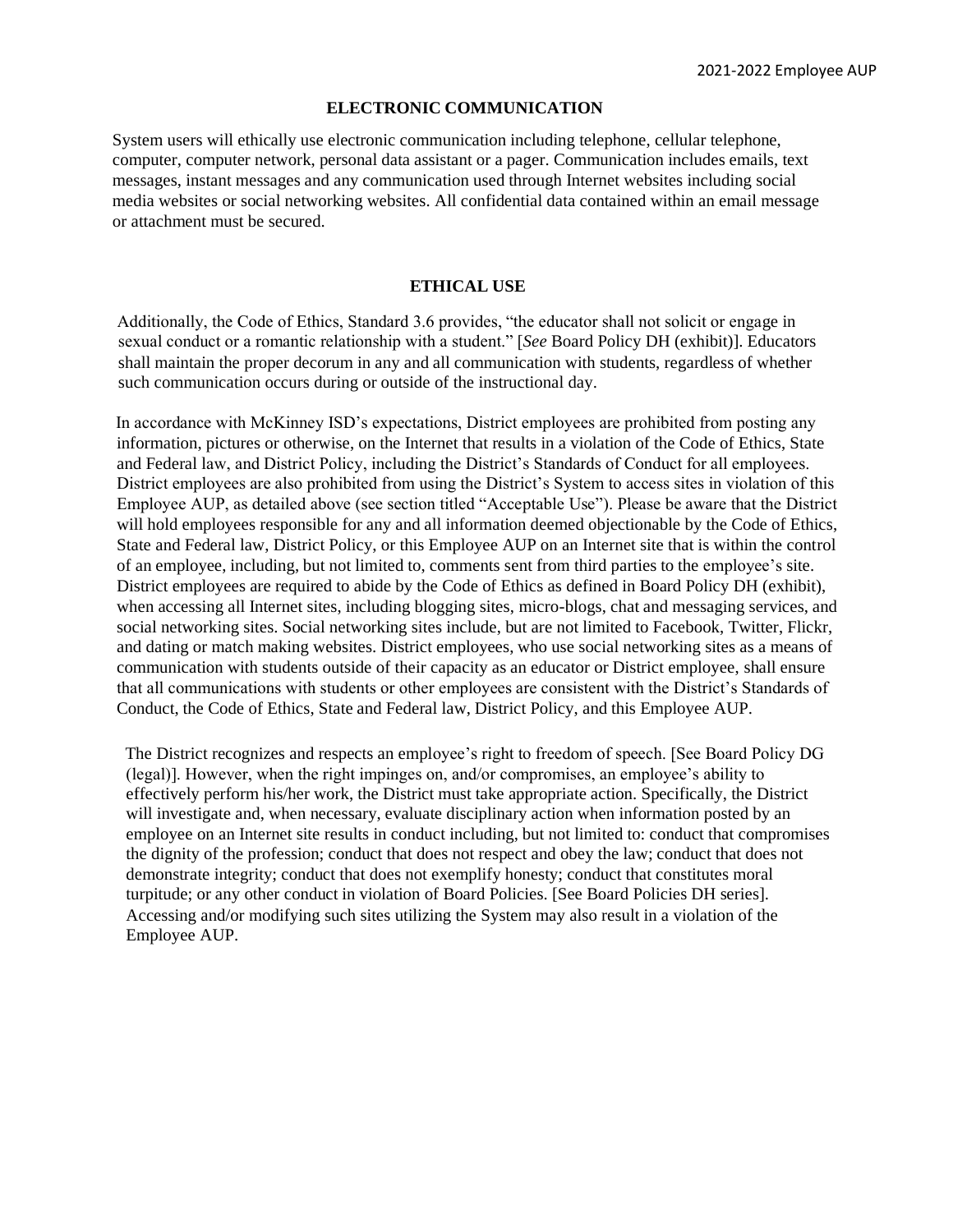## ELECTRONIC COMMUNICATION

System users will ethically use electronic communication including telephone, cellular telephone, computer, computer network, personal data assistant or a pager. Communication includes emails, text messages, instant messages and any communication used through Internet websites including social media websites or social networking websites. All confidential data contained within an email message or attachment must be secured.

## ETHICAL USE

Additionally, the Code of Ethics, Standard 3.6 provides, "the educator shall not solicit or engage in sexual conduct or a romantic relationship with a student." [*See* Board Policy DH (exhibit)]. Educators shall maintain the proper decorum in any and all communication with students, regardless of whether such communication occurs during or outside of the instructional day.

In accordance with McKinney ISD's expectations, District employees are prohibited from posting any information, pictures or otherwise, on the Internet that results in a violation of the Code of Ethics, State and Federal law, and District Policy, including the District's Standards of Conduct for all employees. District employees are also prohibited from using the District's System to access sites in violation of this Employee AUP, as detailed above (see section titled "Acceptable Use"). Please be aware that the District will hold employees responsible for any and all information deemed objectionable by the Code of Ethics, State and Federal law, District Policy, or this Employee AUP on an Internet site that is within the control of an employee, including, but not limited to, comments sent from third parties to the employee's site. District employees are required to abide by the Code of Ethics as defined in Board Policy DH (exhibit), when accessing all Internet sites, including blogging sites, micro-blogs, chat and messaging services, and social networking sites. Social networking sites include, but are not limited to Facebook, Twitter, Flickr, and dating or match making websites. District employees, who use social networking sites as a means of communication with students outside of their capacity as an educator or District employee, shall ensure that all communications with students or other employees are consistent with the District's Standards of Conduct, the Code of Ethics, State and Federal law, District Policy, and this Employee AUP.

The District recognizes and respects an employee's right to freedom of speech. [See Board Policy DG (legal)]. However, when the right impinges on, and/or compromises, an employee's ability to effectively perform his/her work, the District must take appropriate action. Specifically, the District will investigate and, when necessary, evaluate disciplinary action when information posted by an employee on an Internet site results in conduct including, but not limited to: conduct that compromises the dignity of the profession; conduct that does not respect and obey the law; conduct that does not demonstrate integrity; conduct that does not exemplify honesty; conduct that constitutes moral turpitude; or any other conduct in violation of Board Policies. [See Board Policies DH series]. Accessing and/or modifying such sites utilizing the System may also result in a violation of the Employee AUP.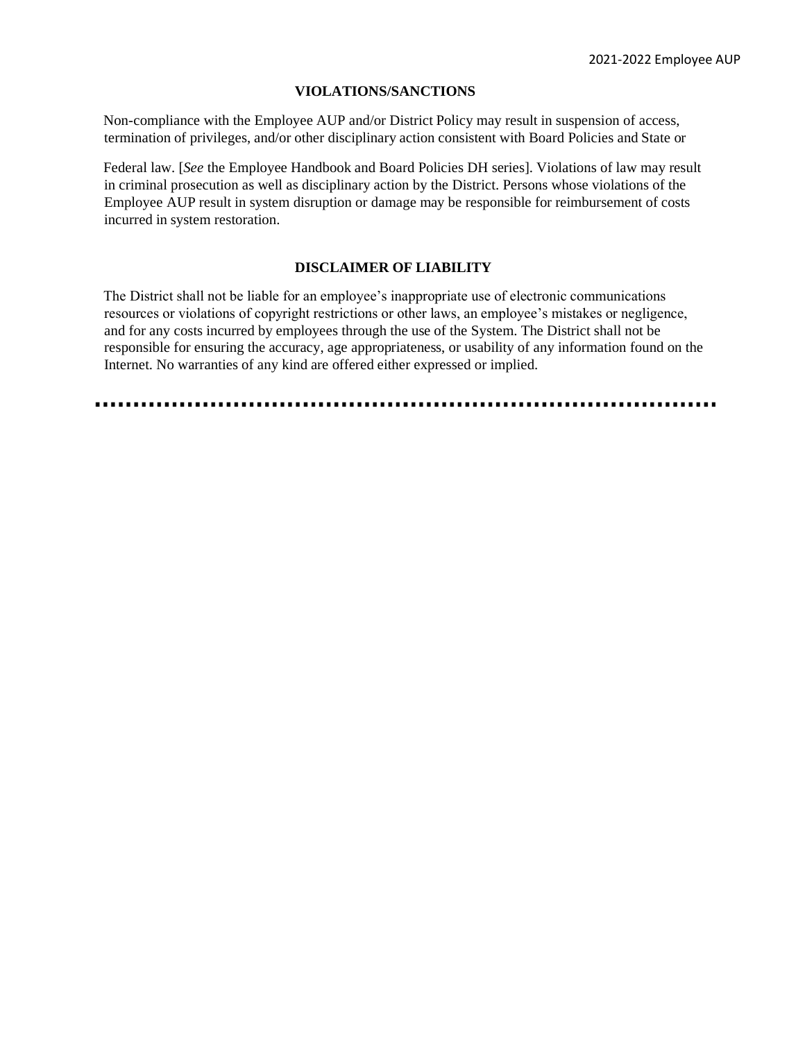## VIOLATIONS/SANCTIONS

Non-compliance with the Employee AUP and/or District Policy may result in suspension of access, termination of privileges, and/or other disciplinary action consistent with Board Policies and State or Federal law. [*See* the Employee Handbook and Board Policies DH series]. Violations of law may result in criminal prosecution as well as disciplinary action by the District. Persons whose violations of the Employee AUP result in system disruption or damage may be responsible for reimbursement of costs incurred in system restoration.

## DISCLAIMER OF LIABILITY

The District shall not be liable for an employee's inappropriate use of electronic communications resources or violations of copyright restrictions or other laws, an employee's mistakes or negligence, and for any costs incurred by employees through the use of the System. The District shall not be responsible for ensuring the accuracy, age appropriateness, or usability of any information found on the Internet. No warranties of any kind are offered either expressed or implied.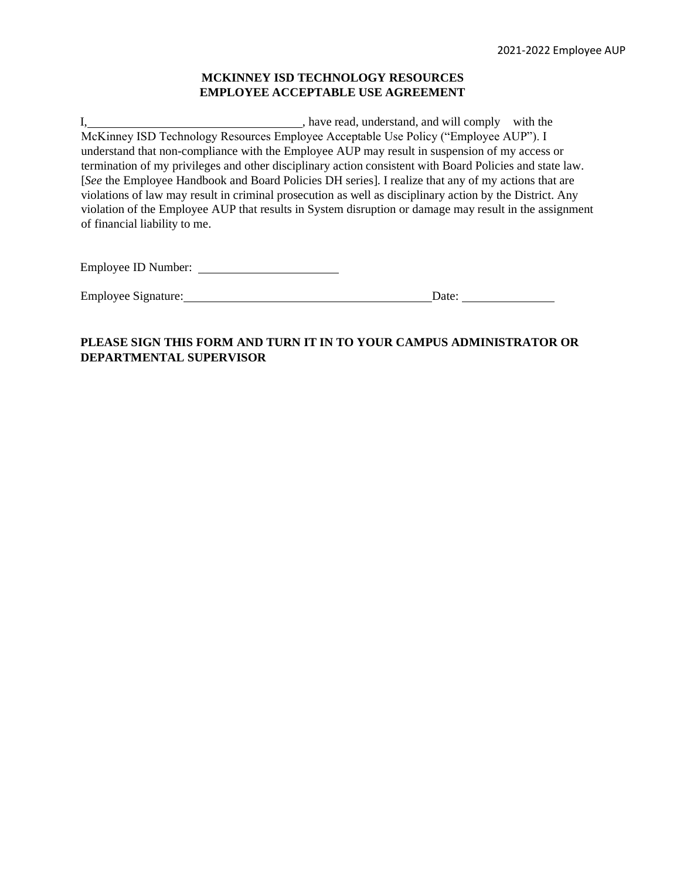# MCKINNEY ISD TECHNOLOGY RESOURCES
# EMPLOYEE ACCEPTABLE USE AGREEMENT

I, ______________________________, have read, understand, and will comply with the McKinney ISD Technology Resources Employee Acceptable Use Policy ("Employee AUP"). I understand that non-compliance with the Employee AUP may result in suspension of my access or termination of my privileges and other disciplinary action consistent with Board Policies and state law. [*See* the Employee Handbook and Board Policies DH series]. I realize that any of my actions that are violations of law may result in criminal prosecution as well as disciplinary action by the District. Any violation of the Employee AUP that results in System disruption or damage may result in the assignment of financial liability to me.

Employee ID Number: ____________________

Employee Signature: ____________________________________ Date: ______________

**PLEASE SIGN THIS FORM AND TURN IT IN TO YOUR CAMPUS ADMINISTRATOR OR DEPARTMENTAL SUPERVISOR**